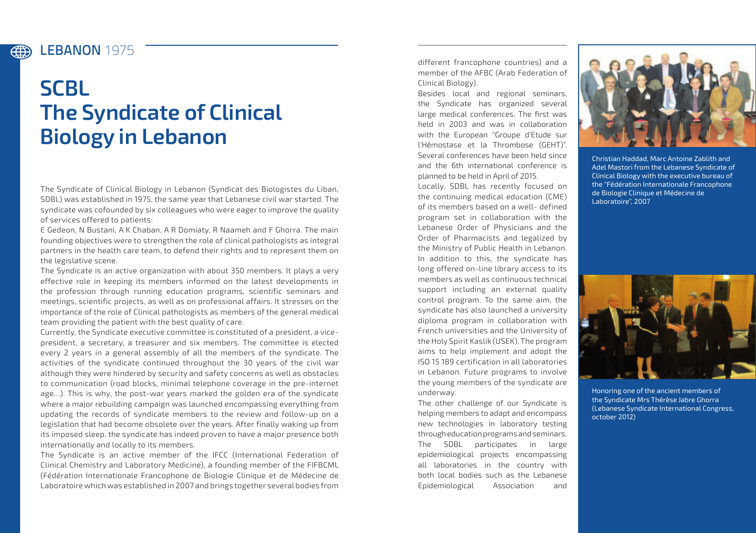LEBANON 1975

# SCBL
# The Syndicate of Clinical Biology in Lebanon

The Syndicate of Clinical Biology in Lebanon (Syndicat des Biologistes du Liban, SDBL) was established in 1975, the same year that Lebanese civil war started. The syndicate was cofounded by six colleagues who were eager to improve the quality of services offered to patients:

E Gedeon, N Bustani, A K Chaban, A R Domiaty, R Naameh and F Ghorra. The main founding objectives were to strengthen the role of clinical pathologists as integral partners in the health care team, to defend their rights and to represent them on the legislative scene.

The Syndicate is an active organization with about 350 members. It plays a very effective role in keeping its members informed on the latest developments in the profession through running education programs, scientific seminars and meetings, scientific projects, as well as on professional affairs. It stresses on the importance of the role of Clinical pathologists as members of the general medical team providing the patient with the best quality of care.

Currently, the Syndicate executive committee is constituted of a president, a vice-president, a secretary, a treasurer and six members. The committee is elected every 2 years in a general assembly of all the members of the syndicate. The activities of the syndicate continued throughout the 30 years of the civil war although they were hindered by security and safety concerns as well as obstacles to communication (road blocks, minimal telephone coverage in the pre-internet age…). This is why, the post-war years marked the golden era of the syndicate where a major rebuilding campaign was launched encompassing everything from updating the records of syndicate members to the review and follow-up on a legislation that had become obsolete over the years. After finally waking up from its imposed sleep, the syndicate has indeed proven to have a major presence both internationally and locally to its members.

The Syndicate is an active member of the IFCC (International Federation of Clinical Chemistry and Laboratory Medicine), a founding member of the FIFBCML (Fédération Internationale Francophone de Biologie Clinique et de Médecine de Laboratoire which was established in 2007 and brings together several bodies from different francophone countries) and a member of the AFBC (Arab Federation of Clinical Biology).

Besides local and regional seminars, the Syndicate has organized several large medical conferences. The first was held in 2003 and was in collaboration with the European "Groupe d'Etude sur l'Hémostase et la Thrombose (GEHT)". Several conferences have been held since and the 6th international conference is planned to be held in April of 2015.

Locally, SDBL has recently focused on the continuing medical education (CME) of its members based on a well- defined program set in collaboration with the Lebanese Order of Physicians and the Order of Pharmacists and legalized by the Ministry of Public Health in Lebanon. In addition to this, the syndicate has long offered on-line library access to its members as well as continuous technical support including an external quality control program. To the same aim, the syndicate has also launched a university diploma program in collaboration with French universities and the University of the Holy Spirit Kaslik (USEK). The program aims to help implement and adopt the ISO 15 189 certification in all laboratories in Lebanon. Future programs to involve the young members of the syndicate are underway.

The other challenge of our Syndicate is helping members to adapt and encompass new technologies in laboratory testing through education programs and seminars. The SDBL participates in large epidemiological projects encompassing all laboratories in the country with both local bodies such as the Lebanese Epidemiological Association and

Christian Haddad, Marc Antoine Zablith and Adel Mastori from the Lebanese Syndicate of Clinical Biology with the executive bureau of the "Fédération Internationale Francophone de Biologie Clinique et Médecine de Laboratoire", 2007

Honoring one of the ancient members of the Syndicate Mrs Thérèse Jabre Ghorra (Lebanese Syndicate International Congress, october 2012)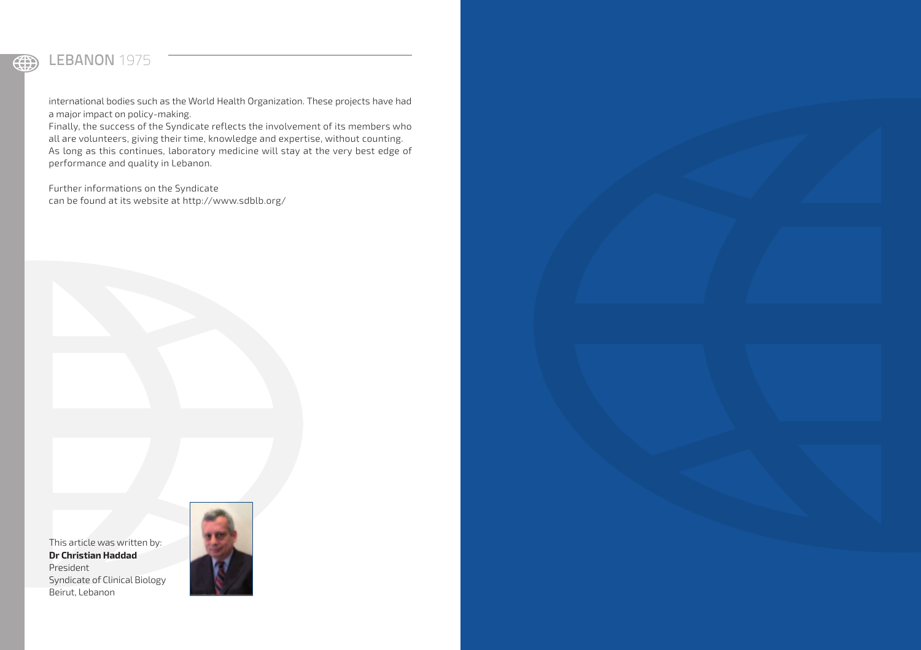international bodies such as the World Health Organization. These projects have had a major impact on policy-making.

Finally, the success of the Syndicate reflects the involvement of its members who all are volunteers, giving their time, knowledge and expertise, without counting.

As long as this continues, laboratory medicine will stay at the very best edge of performance and quality in Lebanon.

Further informations on the Syndicate can be found at its website at http://www.sdblb.org/

This article was written by:
**Dr Christian Haddad**
President
Syndicate of Clinical Biology
Beirut, Lebanon